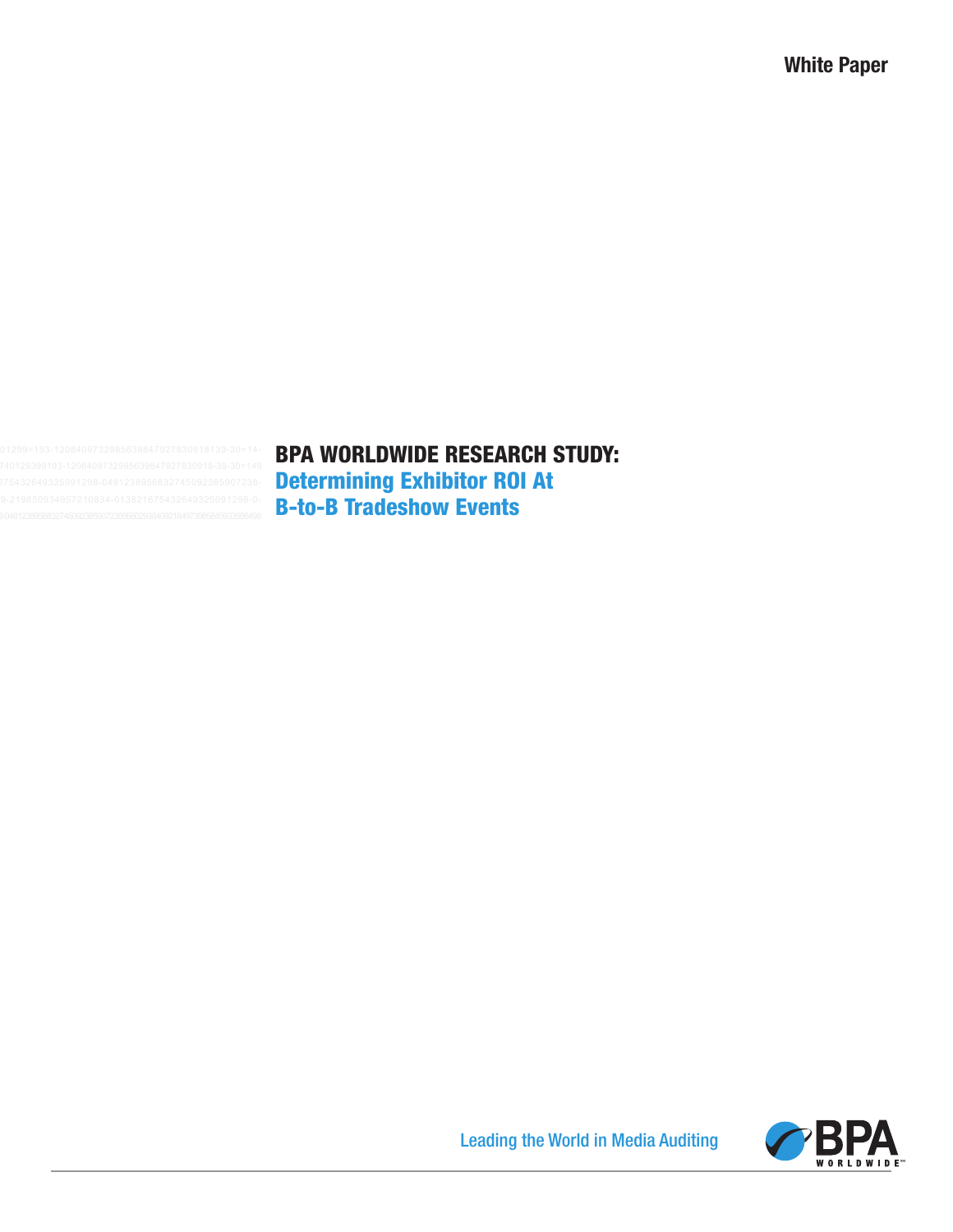White Paper

# BPA WORLDWIDE RESEARCH STUDY:

## Determining Exhibitor ROI At B-to-B Tradeshow Events

Leading the World in Media Auditing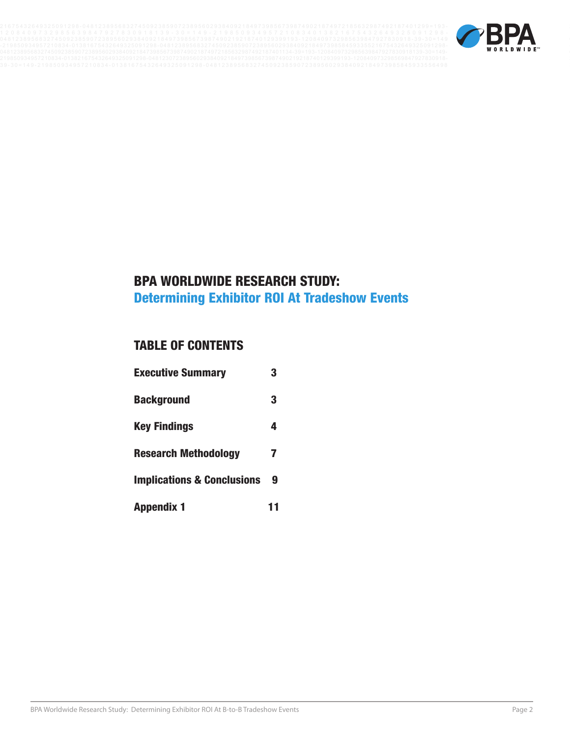# BPA WORLDWIDE RESEARCH STUDY:
## Determining Exhibitor ROI At Tradeshow Events

## TABLE OF CONTENTS

| | |
|---|---|
| **Executive Summary** | **3** |
| **Background** | **3** |
| **Key Findings** | **4** |
| **Research Methodology** | **7** |
| **Implications & Conclusions** | **9** |
| **Appendix 1** | **11** |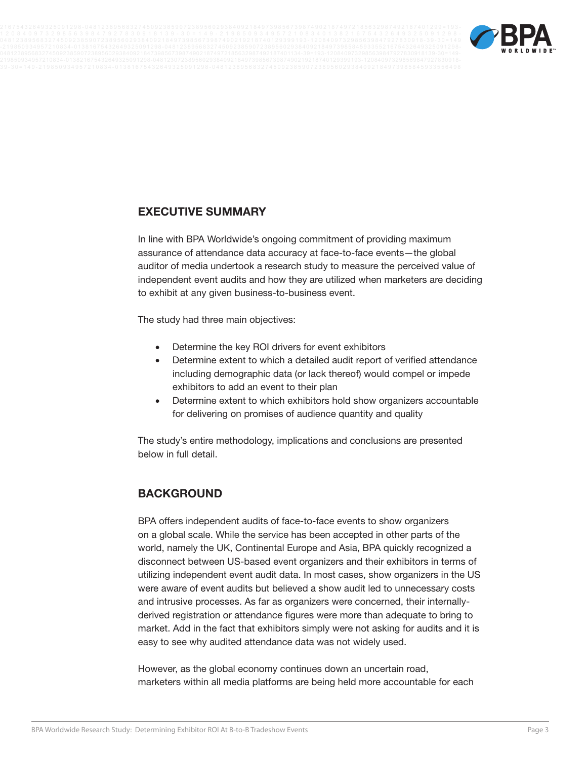## EXECUTIVE SUMMARY

In line with BPA Worldwide's ongoing commitment of providing maximum assurance of attendance data accuracy at face-to-face events—the global auditor of media undertook a research study to measure the perceived value of independent event audits and how they are utilized when marketers are deciding to exhibit at any given business-to-business event.

The study had three main objectives:

- Determine the key ROI drivers for event exhibitors
- Determine extent to which a detailed audit report of verified attendance including demographic data (or lack thereof) would compel or impede exhibitors to add an event to their plan
- Determine extent to which exhibitors hold show organizers accountable for delivering on promises of audience quantity and quality

The study's entire methodology, implications and conclusions are presented below in full detail.

## BACKGROUND

BPA offers independent audits of face-to-face events to show organizers on a global scale. While the service has been accepted in other parts of the world, namely the UK, Continental Europe and Asia, BPA quickly recognized a disconnect between US-based event organizers and their exhibitors in terms of utilizing independent event audit data. In most cases, show organizers in the US were aware of event audits but believed a show audit led to unnecessary costs and intrusive processes. As far as organizers were concerned, their internally-derived registration or attendance figures were more than adequate to bring to market. Add in the fact that exhibitors simply were not asking for audits and it is easy to see why audited attendance data was not widely used.

However, as the global economy continues down an uncertain road, marketers within all media platforms are being held more accountable for each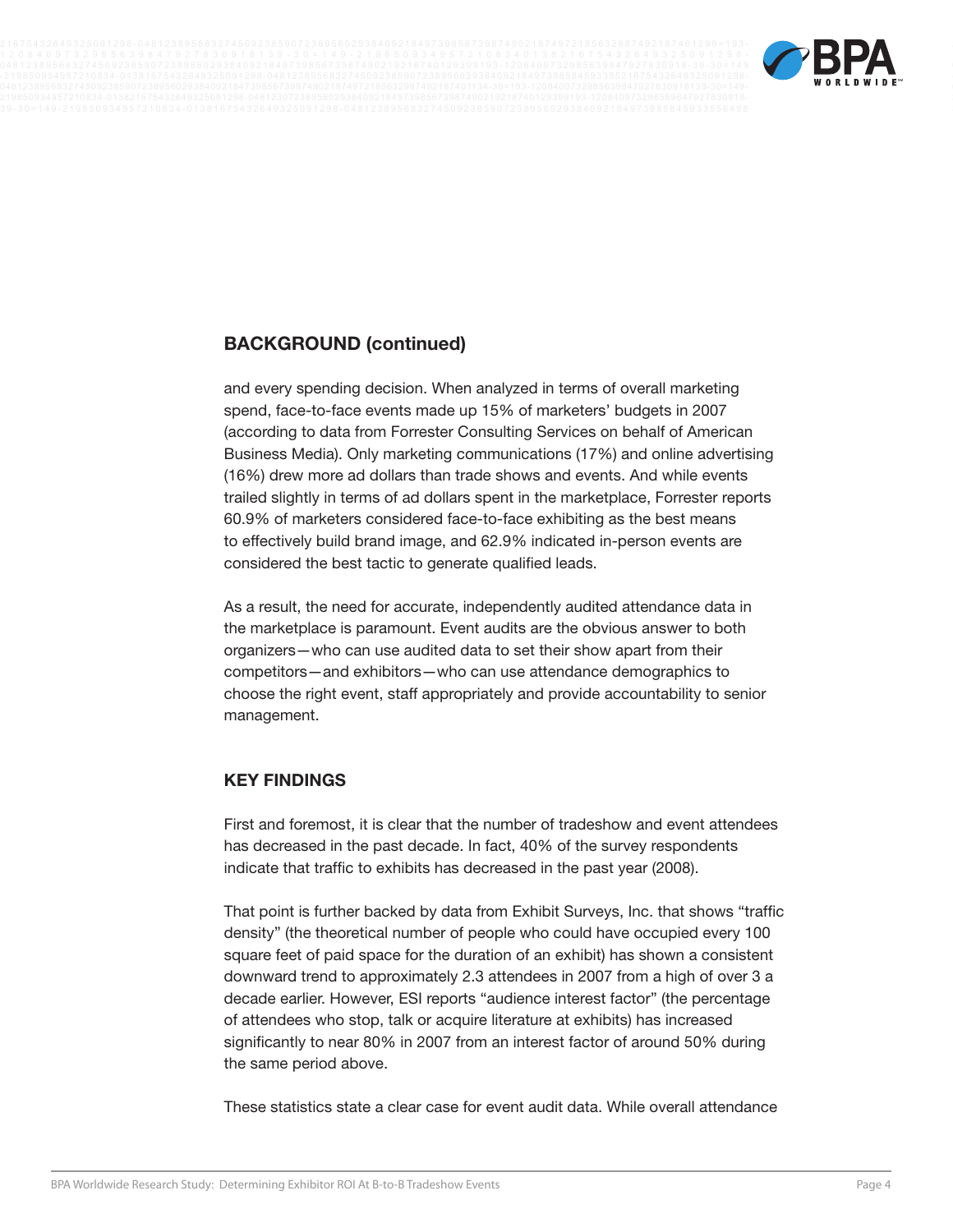## BACKGROUND (continued)

and every spending decision. When analyzed in terms of overall marketing spend, face-to-face events made up 15% of marketers' budgets in 2007 (according to data from Forrester Consulting Services on behalf of American Business Media). Only marketing communications (17%) and online advertising (16%) drew more ad dollars than trade shows and events. And while events trailed slightly in terms of ad dollars spent in the marketplace, Forrester reports 60.9% of marketers considered face-to-face exhibiting as the best means to effectively build brand image, and 62.9% indicated in-person events are considered the best tactic to generate qualified leads.

As a result, the need for accurate, independently audited attendance data in the marketplace is paramount. Event audits are the obvious answer to both organizers—who can use audited data to set their show apart from their competitors—and exhibitors—who can use attendance demographics to choose the right event, staff appropriately and provide accountability to senior management.

## KEY FINDINGS

First and foremost, it is clear that the number of tradeshow and event attendees has decreased in the past decade. In fact, 40% of the survey respondents indicate that traffic to exhibits has decreased in the past year (2008).

That point is further backed by data from Exhibit Surveys, Inc. that shows "traffic density" (the theoretical number of people who could have occupied every 100 square feet of paid space for the duration of an exhibit) has shown a consistent downward trend to approximately 2.3 attendees in 2007 from a high of over 3 a decade earlier. However, ESI reports "audience interest factor" (the percentage of attendees who stop, talk or acquire literature at exhibits) has increased significantly to near 80% in 2007 from an interest factor of around 50% during the same period above.

These statistics state a clear case for event audit data. While overall attendance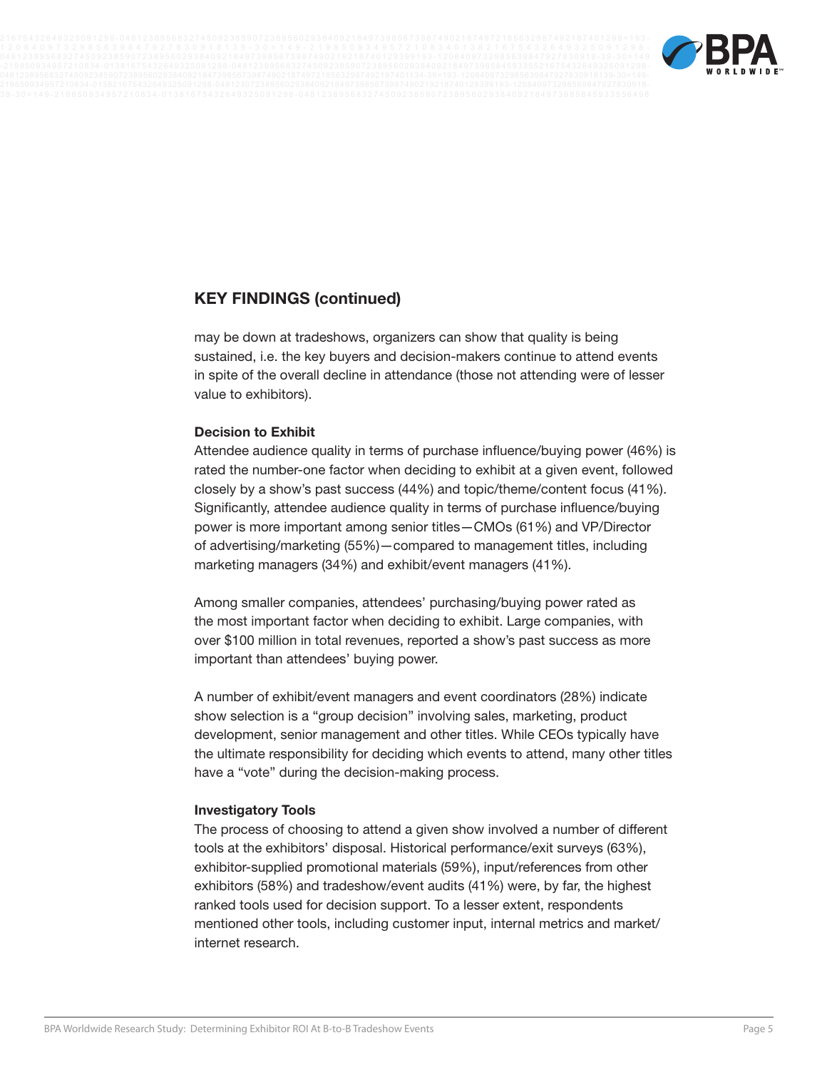## KEY FINDINGS (continued)

may be down at tradeshows, organizers can show that quality is being sustained, i.e. the key buyers and decision-makers continue to attend events in spite of the overall decline in attendance (those not attending were of lesser value to exhibitors).

### Decision to Exhibit

Attendee audience quality in terms of purchase influence/buying power (46%) is rated the number-one factor when deciding to exhibit at a given event, followed closely by a show's past success (44%) and topic/theme/content focus (41%). Significantly, attendee audience quality in terms of purchase influence/buying power is more important among senior titles—CMOs (61%) and VP/Director of advertising/marketing (55%)—compared to management titles, including marketing managers (34%) and exhibit/event managers (41%).

Among smaller companies, attendees' purchasing/buying power rated as the most important factor when deciding to exhibit. Large companies, with over $100 million in total revenues, reported a show's past success as more important than attendees' buying power.

A number of exhibit/event managers and event coordinators (28%) indicate show selection is a "group decision" involving sales, marketing, product development, senior management and other titles. While CEOs typically have the ultimate responsibility for deciding which events to attend, many other titles have a "vote" during the decision-making process.

### Investigatory Tools

The process of choosing to attend a given show involved a number of different tools at the exhibitors' disposal. Historical performance/exit surveys (63%), exhibitor-supplied promotional materials (59%), input/references from other exhibitors (58%) and tradeshow/event audits (41%) were, by far, the highest ranked tools used for decision support. To a lesser extent, respondents mentioned other tools, including customer input, internal metrics and market/internet research.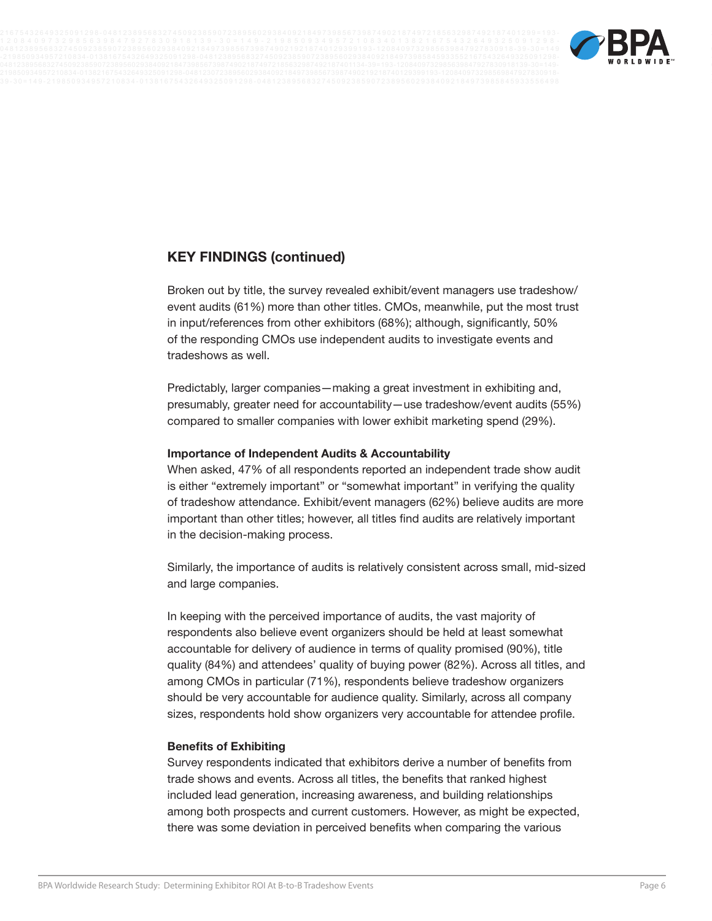## KEY FINDINGS (continued)

Broken out by title, the survey revealed exhibit/event managers use tradeshow/event audits (61%) more than other titles. CMOs, meanwhile, put the most trust in input/references from other exhibitors (68%); although, significantly, 50% of the responding CMOs use independent audits to investigate events and tradeshows as well.

Predictably, larger companies—making a great investment in exhibiting and, presumably, greater need for accountability—use tradeshow/event audits (55%) compared to smaller companies with lower exhibit marketing spend (29%).

### Importance of Independent Audits & Accountability

When asked, 47% of all respondents reported an independent trade show audit is either “extremely important” or “somewhat important” in verifying the quality of tradeshow attendance. Exhibit/event managers (62%) believe audits are more important than other titles; however, all titles find audits are relatively important in the decision-making process.

Similarly, the importance of audits is relatively consistent across small, mid-sized and large companies.

In keeping with the perceived importance of audits, the vast majority of respondents also believe event organizers should be held at least somewhat accountable for delivery of audience in terms of quality promised (90%), title quality (84%) and attendees’ quality of buying power (82%). Across all titles, and among CMOs in particular (71%), respondents believe tradeshow organizers should be very accountable for audience quality. Similarly, across all company sizes, respondents hold show organizers very accountable for attendee profile.

### Benefits of Exhibiting

Survey respondents indicated that exhibitors derive a number of benefits from trade shows and events. Across all titles, the benefits that ranked highest included lead generation, increasing awareness, and building relationships among both prospects and current customers. However, as might be expected, there was some deviation in perceived benefits when comparing the various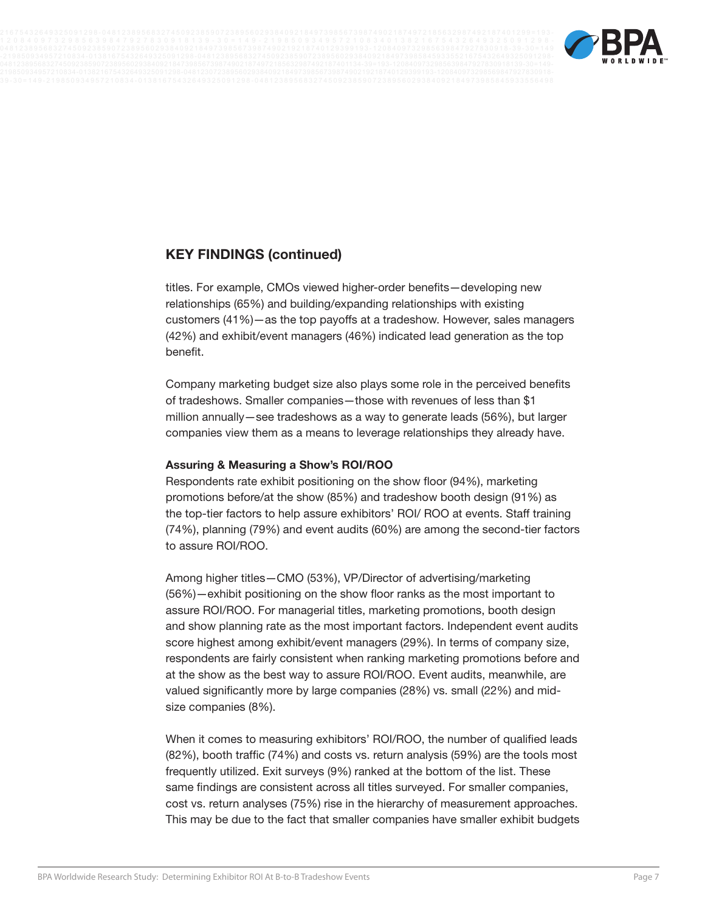## KEY FINDINGS (continued)

titles. For example, CMOs viewed higher-order benefits—developing new relationships (65%) and building/expanding relationships with existing customers (41%)—as the top payoffs at a tradeshow. However, sales managers (42%) and exhibit/event managers (46%) indicated lead generation as the top benefit.

Company marketing budget size also plays some role in the perceived benefits of tradeshows. Smaller companies—those with revenues of less than $1 million annually—see tradeshows as a way to generate leads (56%), but larger companies view them as a means to leverage relationships they already have.

**Assuring & Measuring a Show's ROI/ROO**

Respondents rate exhibit positioning on the show floor (94%), marketing promotions before/at the show (85%) and tradeshow booth design (91%) as the top-tier factors to help assure exhibitors' ROI/ ROO at events. Staff training (74%), planning (79%) and event audits (60%) are among the second-tier factors to assure ROI/ROO.

Among higher titles—CMO (53%), VP/Director of advertising/marketing (56%)—exhibit positioning on the show floor ranks as the most important to assure ROI/ROO. For managerial titles, marketing promotions, booth design and show planning rate as the most important factors. Independent event audits score highest among exhibit/event managers (29%). In terms of company size, respondents are fairly consistent when ranking marketing promotions before and at the show as the best way to assure ROI/ROO. Event audits, meanwhile, are valued significantly more by large companies (28%) vs. small (22%) and mid-size companies (8%).

When it comes to measuring exhibitors' ROI/ROO, the number of qualified leads (82%), booth traffic (74%) and costs vs. return analysis (59%) are the tools most frequently utilized. Exit surveys (9%) ranked at the bottom of the list. These same findings are consistent across all titles surveyed. For smaller companies, cost vs. return analyses (75%) rise in the hierarchy of measurement approaches. This may be due to the fact that smaller companies have smaller exhibit budgets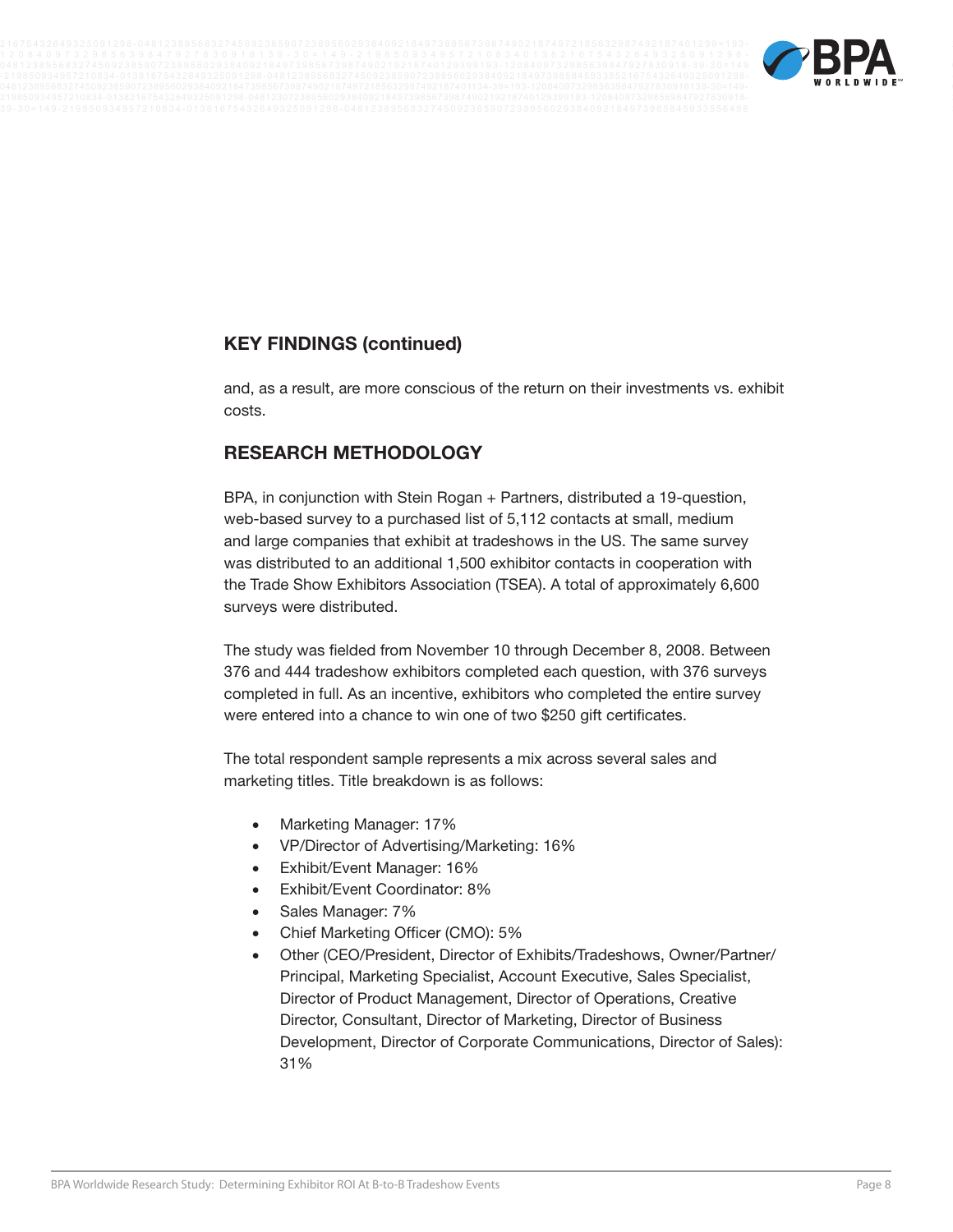## KEY FINDINGS (continued)

and, as a result, are more conscious of the return on their investments vs. exhibit costs.

## RESEARCH METHODOLOGY

BPA, in conjunction with Stein Rogan + Partners, distributed a 19-question, web-based survey to a purchased list of 5,112 contacts at small, medium and large companies that exhibit at tradeshows in the US. The same survey was distributed to an additional 1,500 exhibitor contacts in cooperation with the Trade Show Exhibitors Association (TSEA). A total of approximately 6,600 surveys were distributed.

The study was fielded from November 10 through December 8, 2008. Between 376 and 444 tradeshow exhibitors completed each question, with 376 surveys completed in full. As an incentive, exhibitors who completed the entire survey were entered into a chance to win one of two $250 gift certificates.

The total respondent sample represents a mix across several sales and marketing titles. Title breakdown is as follows:

- Marketing Manager: 17%
- VP/Director of Advertising/Marketing: 16%
- Exhibit/Event Manager: 16%
- Exhibit/Event Coordinator: 8%
- Sales Manager: 7%
- Chief Marketing Officer (CMO): 5%
- Other (CEO/President, Director of Exhibits/Tradeshows, Owner/Partner/Principal, Marketing Specialist, Account Executive, Sales Specialist, Director of Product Management, Director of Operations, Creative Director, Consultant, Director of Marketing, Director of Business Development, Director of Corporate Communications, Director of Sales): 31%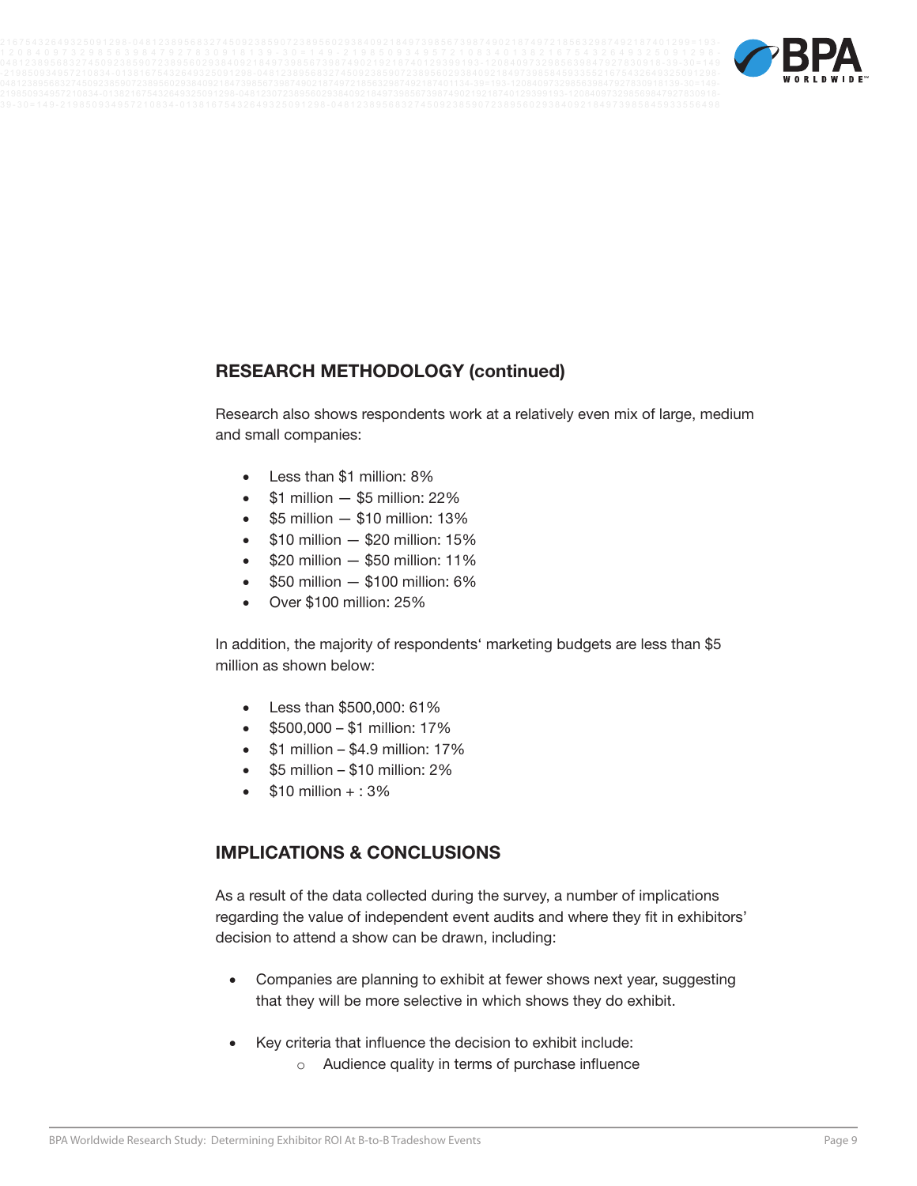## RESEARCH METHODOLOGY (continued)

Research also shows respondents work at a relatively even mix of large, medium and small companies:

- Less than $1 million: 8%
- $1 million — $5 million: 22%
- $5 million — $10 million: 13%
- $10 million — $20 million: 15%
- $20 million — $50 million: 11%
- $50 million — $100 million: 6%
- Over $100 million: 25%

In addition, the majority of respondents' marketing budgets are less than $5 million as shown below:

- Less than $500,000: 61%
- $500,000 – $1 million: 17%
- $1 million – $4.9 million: 17%
- $5 million – $10 million: 2%
- $10 million + : 3%

## IMPLICATIONS & CONCLUSIONS

As a result of the data collected during the survey, a number of implications regarding the value of independent event audits and where they fit in exhibitors' decision to attend a show can be drawn, including:

- Companies are planning to exhibit at fewer shows next year, suggesting that they will be more selective in which shows they do exhibit.
- Key criteria that influence the decision to exhibit include:
    - Audience quality in terms of purchase influence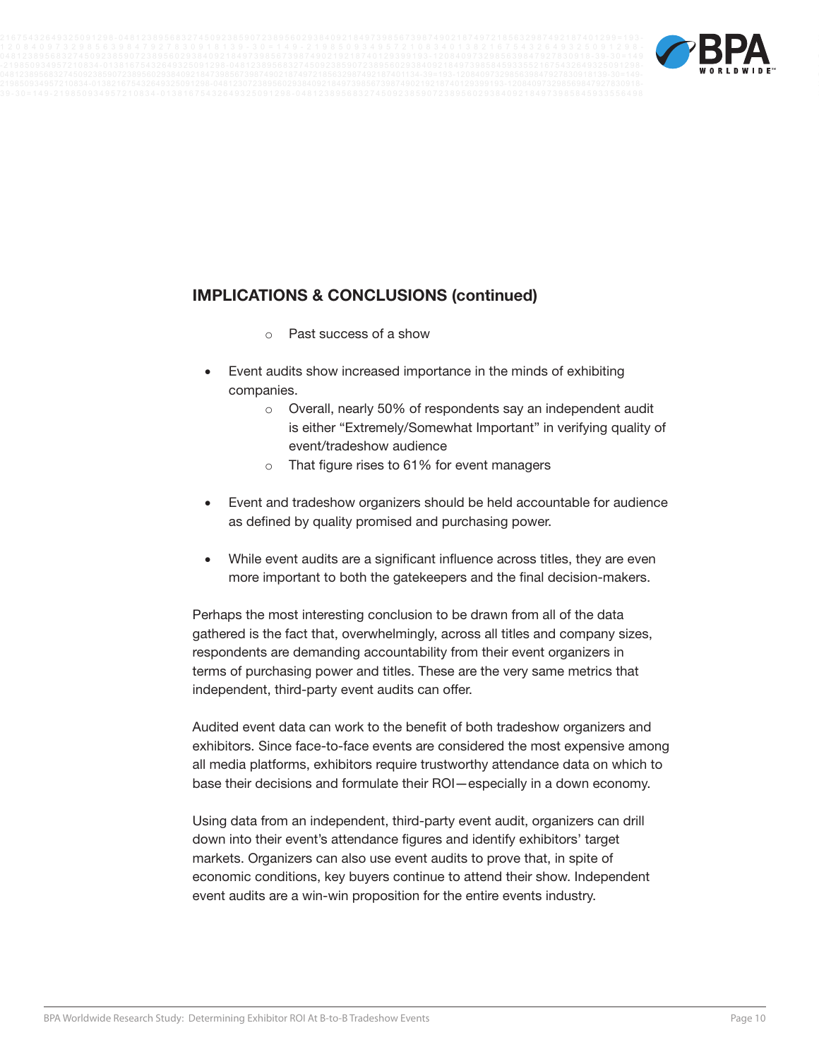## IMPLICATIONS & CONCLUSIONS (continued)

  - Past success of a show

- Event audits show increased importance in the minds of exhibiting companies.
  - Overall, nearly 50% of respondents say an independent audit is either “Extremely/Somewhat Important” in verifying quality of event/tradeshow audience
  - That figure rises to 61% for event managers

- Event and tradeshow organizers should be held accountable for audience as defined by quality promised and purchasing power.

- While event audits are a significant influence across titles, they are even more important to both the gatekeepers and the final decision-makers.

Perhaps the most interesting conclusion to be drawn from all of the data gathered is the fact that, overwhelmingly, across all titles and company sizes, respondents are demanding accountability from their event organizers in terms of purchasing power and titles. These are the very same metrics that independent, third-party event audits can offer.

Audited event data can work to the benefit of both tradeshow organizers and exhibitors. Since face-to-face events are considered the most expensive among all media platforms, exhibitors require trustworthy attendance data on which to base their decisions and formulate their ROI—especially in a down economy.

Using data from an independent, third-party event audit, organizers can drill down into their event’s attendance figures and identify exhibitors’ target markets. Organizers can also use event audits to prove that, in spite of economic conditions, key buyers continue to attend their show. Independent event audits are a win-win proposition for the entire events industry.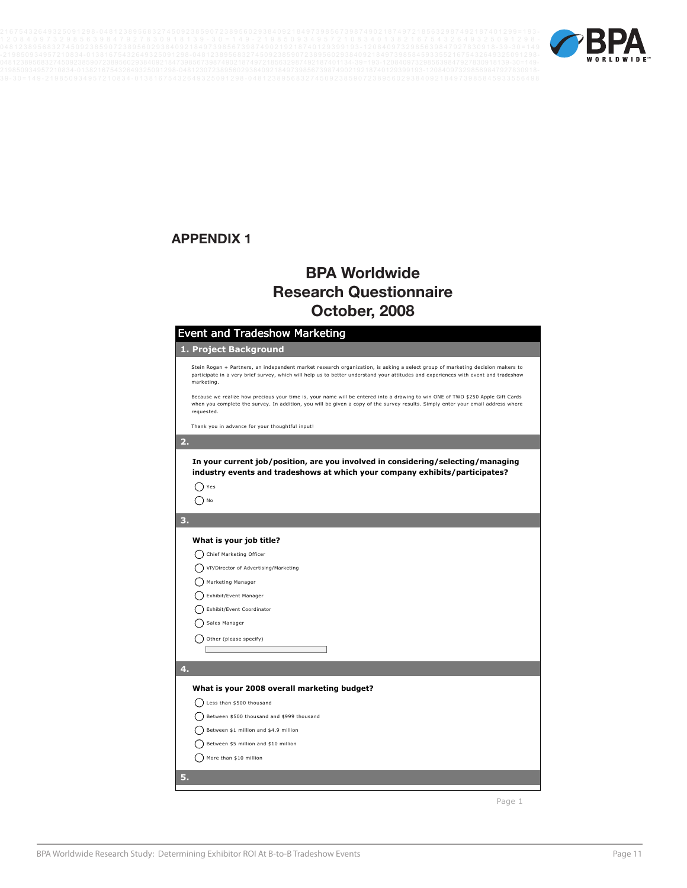# APPENDIX 1

## BPA Worldwide
## Research Questionnaire
## October, 2008

### Event and Tradeshow Marketing

#### 1. Project Background

Stein Rogan + Partners, an independent market research organization, is asking a select group of marketing decision makers to participate in a very brief survey, which will help us to better understand your attitudes and experiences with event and tradeshow marketing.

Because we realize how precious your time is, your name will be entered into a drawing to win ONE of TWO $250 Apple Gift Cards when you complete the survey. In addition, you will be given a copy of the survey results. Simply enter your email address where requested.

Thank you in advance for your thoughtful input!

#### 2.

**In your current job/position, are you involved in considering/selecting/managing industry events and tradeshows at which your company exhibits/participates?**

- ◯ Yes
- ◯ No

#### 3.

**What is your job title?**

- ◯ Chief Marketing Officer
- ◯ VP/Director of Advertising/Marketing
- ◯ Marketing Manager
- ◯ Exhibit/Event Manager
- ◯ Exhibit/Event Coordinator
- ◯ Sales Manager
- ◯ Other (please specify)

#### 4.

**What is your 2008 overall marketing budget?**

- ◯ Less than $500 thousand
- ◯ Between $500 thousand and $999 thousand
- ◯ Between $1 million and $4.9 million
- ◯ Between $5 million and $10 million
- ◯ More than $10 million

#### 5.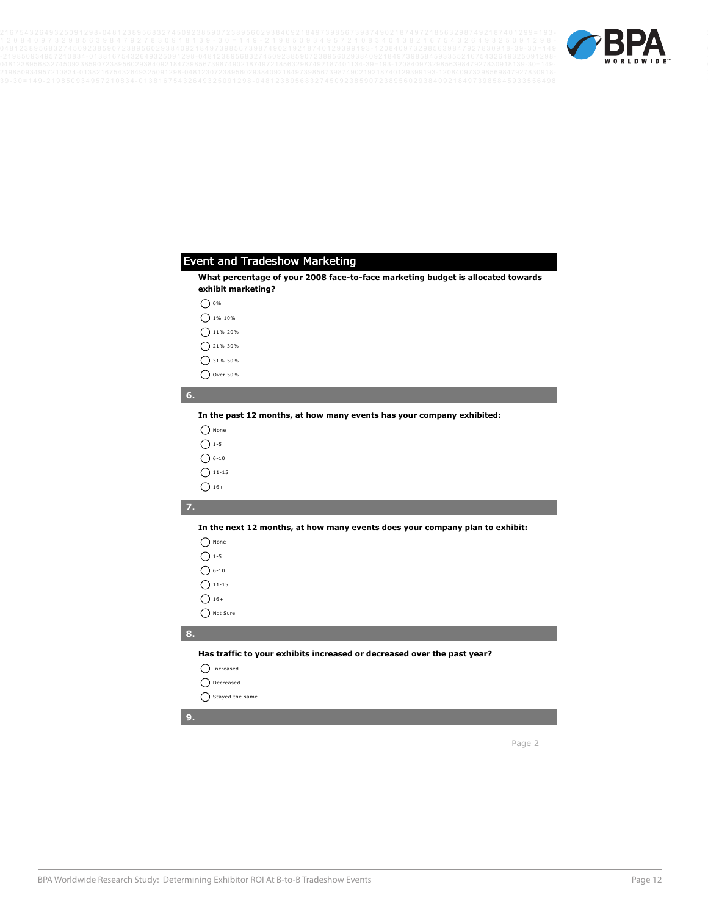## Event and Tradeshow Marketing

**What percentage of your 2008 face-to-face marketing budget is allocated towards exhibit marketing?**

- 0%
- 1%-10%
- 11%-20%
- 21%-30%
- 31%-50%
- Over 50%

**6.**

**In the past 12 months, at how many events has your company exhibited:**

- None
- 1-5
- 6-10
- 11-15
- 16+

**7.**

**In the next 12 months, at how many events does your company plan to exhibit:**

- None
- 1-5
- 6-10
- 11-15
- 16+
- Not Sure

**8.**

**Has traffic to your exhibits increased or decreased over the past year?**

- Increased
- Decreased
- Stayed the same

**9.**

Page 2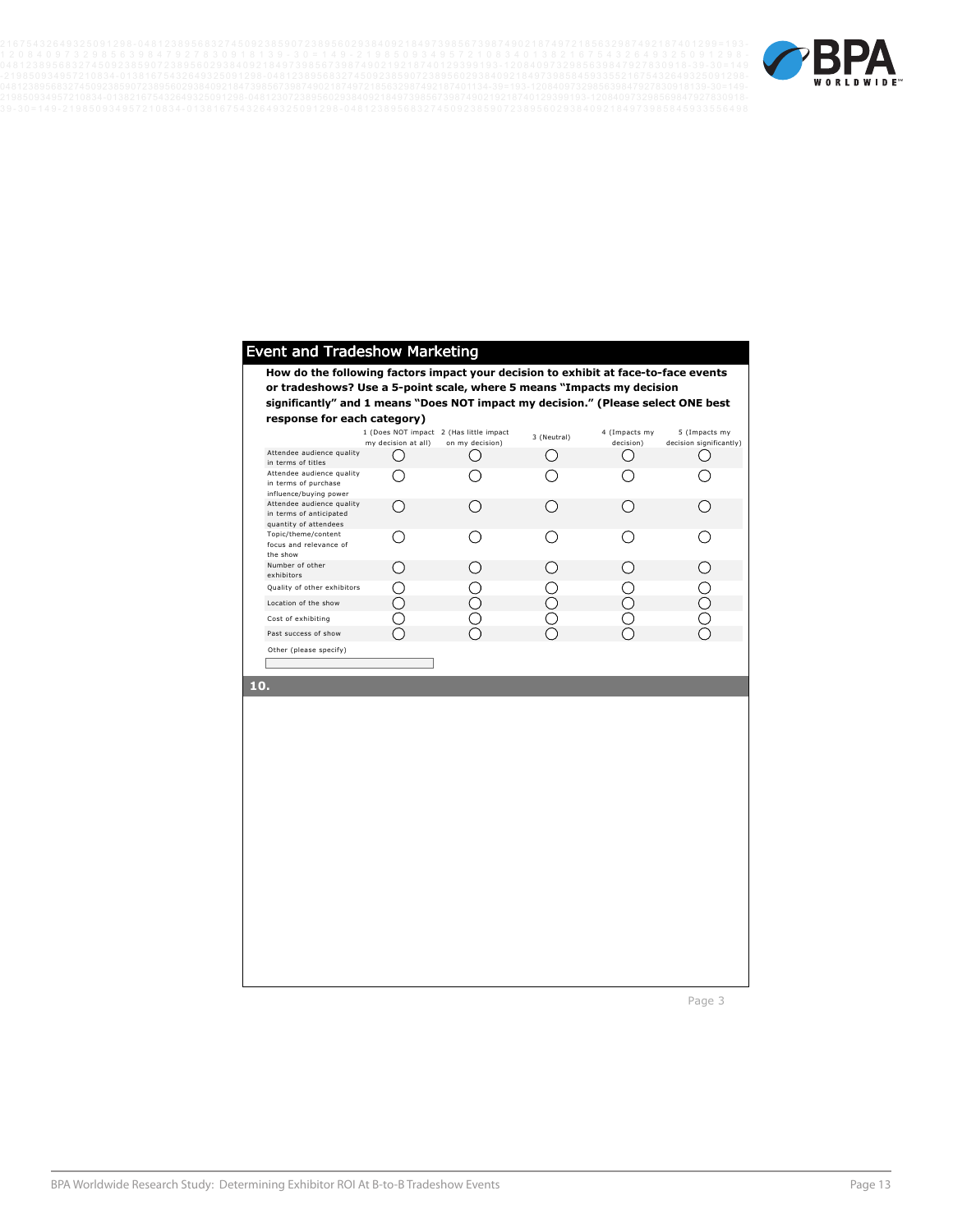## Event and Tradeshow Marketing

**How do the following factors impact your decision to exhibit at face-to-face events or tradeshows? Use a 5-point scale, where 5 means "Impacts my decision significantly" and 1 means "Does NOT impact my decision." (Please select ONE best response for each category)**

| | 1 (Does NOT impact my decision at all) | 2 (Has little impact on my decision) | 3 (Neutral) | 4 (Impacts my decision) | 5 (Impacts my decision significantly) |
|---|---|---|---|---|---|
| Attendee audience quality in terms of titles | ◯ | ◯ | ◯ | ◯ | ◯ |
| Attendee audience quality in terms of purchase influence/buying power | ◯ | ◯ | ◯ | ◯ | ◯ |
| Attendee audience quality in terms of anticipated quantity of attendees | ◯ | ◯ | ◯ | ◯ | ◯ |
| Topic/theme/content focus and relevance of the show | ◯ | ◯ | ◯ | ◯ | ◯ |
| Number of other exhibitors | ◯ | ◯ | ◯ | ◯ | ◯ |
| Quality of other exhibitors | ◯ | ◯ | ◯ | ◯ | ◯ |
| Location of the show | ◯ | ◯ | ◯ | ◯ | ◯ |
| Cost of exhibiting | ◯ | ◯ | ◯ | ◯ | ◯ |
| Past success of show | ◯ | ◯ | ◯ | ◯ | ◯ |

Other (please specify)

**10.**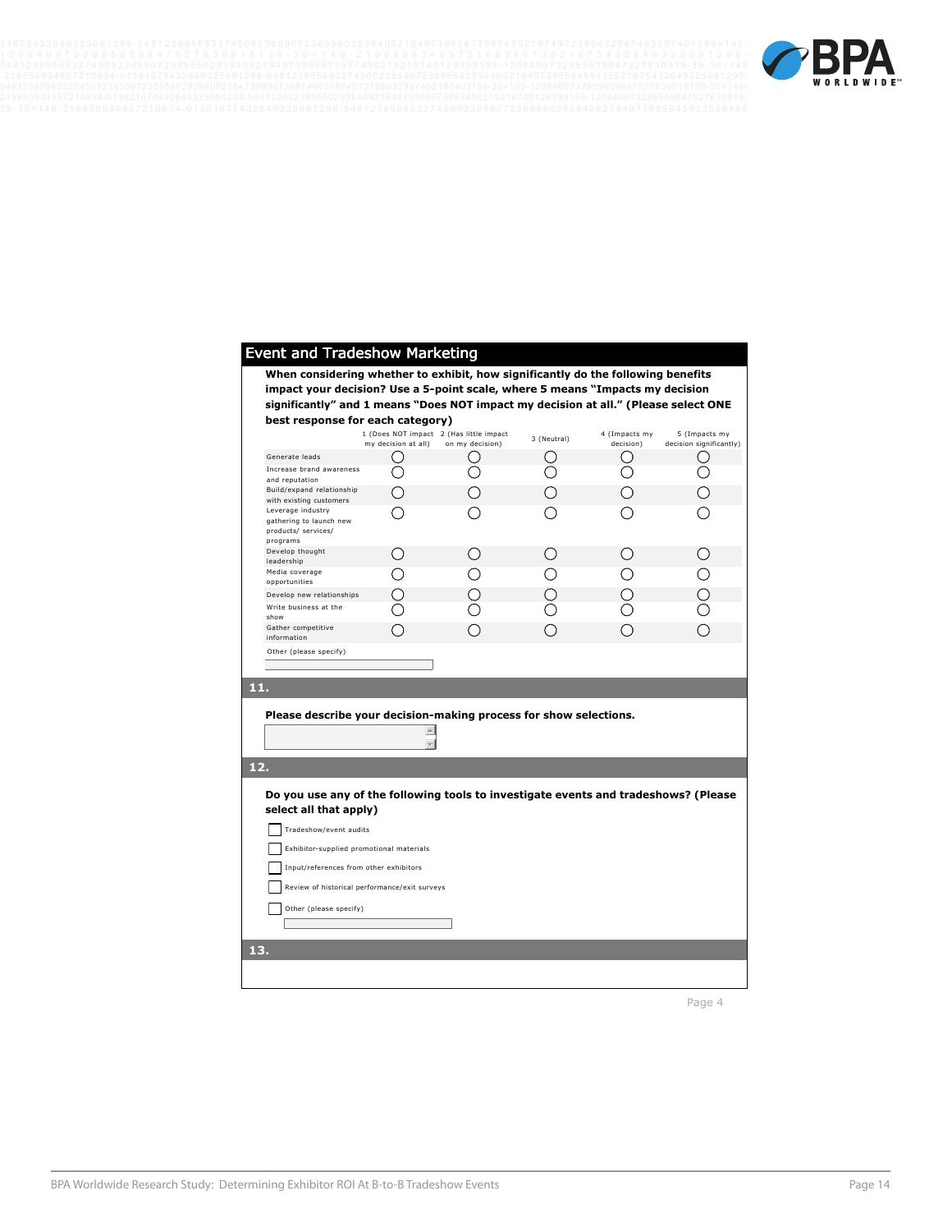## Event and Tradeshow Marketing

**When considering whether to exhibit, how significantly do the following benefits impact your decision? Use a 5-point scale, where 5 means "Impacts my decision significantly" and 1 means "Does NOT impact my decision at all." (Please select ONE best response for each category)**

| | 1 (Does NOT impact my decision at all) | 2 (Has little impact on my decision) | 3 (Neutral) | 4 (Impacts my decision) | 5 (Impacts my decision significantly) |
|---|---|---|---|---|---|
| Generate leads | ○ | ○ | ○ | ○ | ○ |
| Increase brand awareness and reputation | ○ | ○ | ○ | ○ | ○ |
| Build/expand relationship with existing customers | ○ | ○ | ○ | ○ | ○ |
| Leverage industry gathering to launch new products/ services/ programs | ○ | ○ | ○ | ○ | ○ |
| Develop thought leadership | ○ | ○ | ○ | ○ | ○ |
| Media coverage opportunities | ○ | ○ | ○ | ○ | ○ |
| Develop new relationships | ○ | ○ | ○ | ○ | ○ |
| Write business at the show | ○ | ○ | ○ | ○ | ○ |
| Gather competitive information | ○ | ○ | ○ | ○ | ○ |

Other (please specify)

**11.**

**Please describe your decision-making process for show selections.**

**12.**

**Do you use any of the following tools to investigate events and tradeshows? (Please select all that apply)**

- [ ] Tradeshow/event audits
- [ ] Exhibitor-supplied promotional materials
- [ ] Input/references from other exhibitors
- [ ] Review of historical performance/exit surveys
- [ ] Other (please specify)

**13.**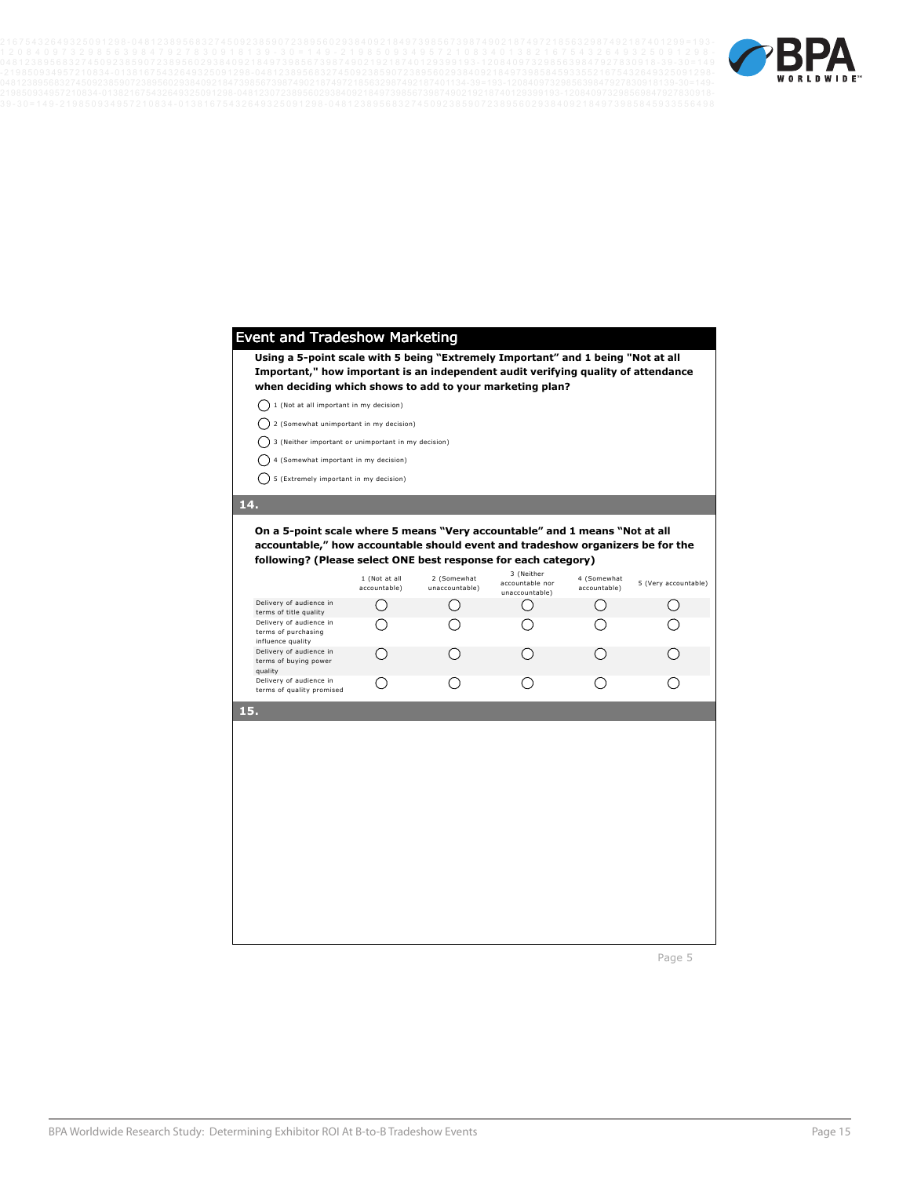## Event and Tradeshow Marketing

**Using a 5-point scale with 5 being "Extremely Important" and 1 being "Not at all Important," how important is an independent audit verifying quality of attendance when deciding which shows to add to your marketing plan?**

- ◯ 1 (Not at all important in my decision)
- ◯ 2 (Somewhat unimportant in my decision)
- ◯ 3 (Neither important or unimportant in my decision)
- ◯ 4 (Somewhat important in my decision)
- ◯ 5 (Extremely important in my decision)

### 14.

**On a 5-point scale where 5 means "Very accountable" and 1 means "Not at all accountable," how accountable should event and tradeshow organizers be for the following? (Please select ONE best response for each category)**

| | 1 (Not at all accountable) | 2 (Somewhat unaccountable) | 3 (Neither accountable nor unaccountable) | 4 (Somewhat accountable) | 5 (Very accountable) |
|---|---|---|---|---|---|
| Delivery of audience in terms of title quality | ◯ | ◯ | ◯ | ◯ | ◯ |
| Delivery of audience in terms of purchasing influence quality | ◯ | ◯ | ◯ | ◯ | ◯ |
| Delivery of audience in terms of buying power quality | ◯ | ◯ | ◯ | ◯ | ◯ |
| Delivery of audience in terms of quality promised | ◯ | ◯ | ◯ | ◯ | ◯ |

### 15.

Page 5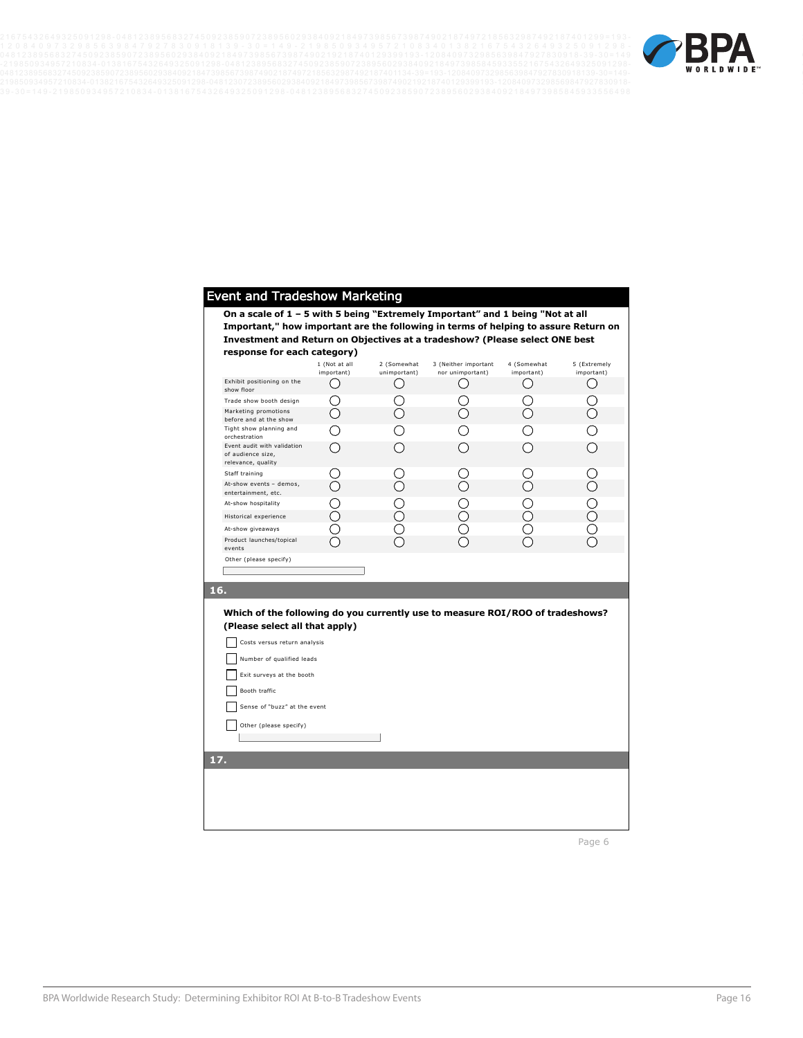## Event and Tradeshow Marketing

**On a scale of 1 – 5 with 5 being "Extremely Important" and 1 being "Not at all Important," how important are the following in terms of helping to assure Return on Investment and Return on Objectives at a tradeshow? (Please select ONE best response for each category)**

| | 1 (Not at all important) | 2 (Somewhat unimportant) | 3 (Neither important nor unimportant) | 4 (Somewhat important) | 5 (Extremely important) |
|---|---|---|---|---|---|
| Exhibit positioning on the show floor | ○ | ○ | ○ | ○ | ○ |
| Trade show booth design | ○ | ○ | ○ | ○ | ○ |
| Marketing promotions before and at the show | ○ | ○ | ○ | ○ | ○ |
| Tight show planning and orchestration | ○ | ○ | ○ | ○ | ○ |
| Event audit with validation of audience size, relevance, quality | ○ | ○ | ○ | ○ | ○ |
| Staff training | ○ | ○ | ○ | ○ | ○ |
| At-show events – demos, entertainment, etc. | ○ | ○ | ○ | ○ | ○ |
| At-show hospitality | ○ | ○ | ○ | ○ | ○ |
| Historical experience | ○ | ○ | ○ | ○ | ○ |
| At-show giveaways | ○ | ○ | ○ | ○ | ○ |
| Product launches/topical events | ○ | ○ | ○ | ○ | ○ |

Other (please specify)

**16.**

**Which of the following do you currently use to measure ROI/ROO of tradeshows? (Please select all that apply)**

- ☐ Costs versus return analysis
- ☐ Number of qualified leads
- ☐ Exit surveys at the booth
- ☐ Booth traffic
- ☐ Sense of "buzz" at the event
- ☐ Other (please specify)

**17.**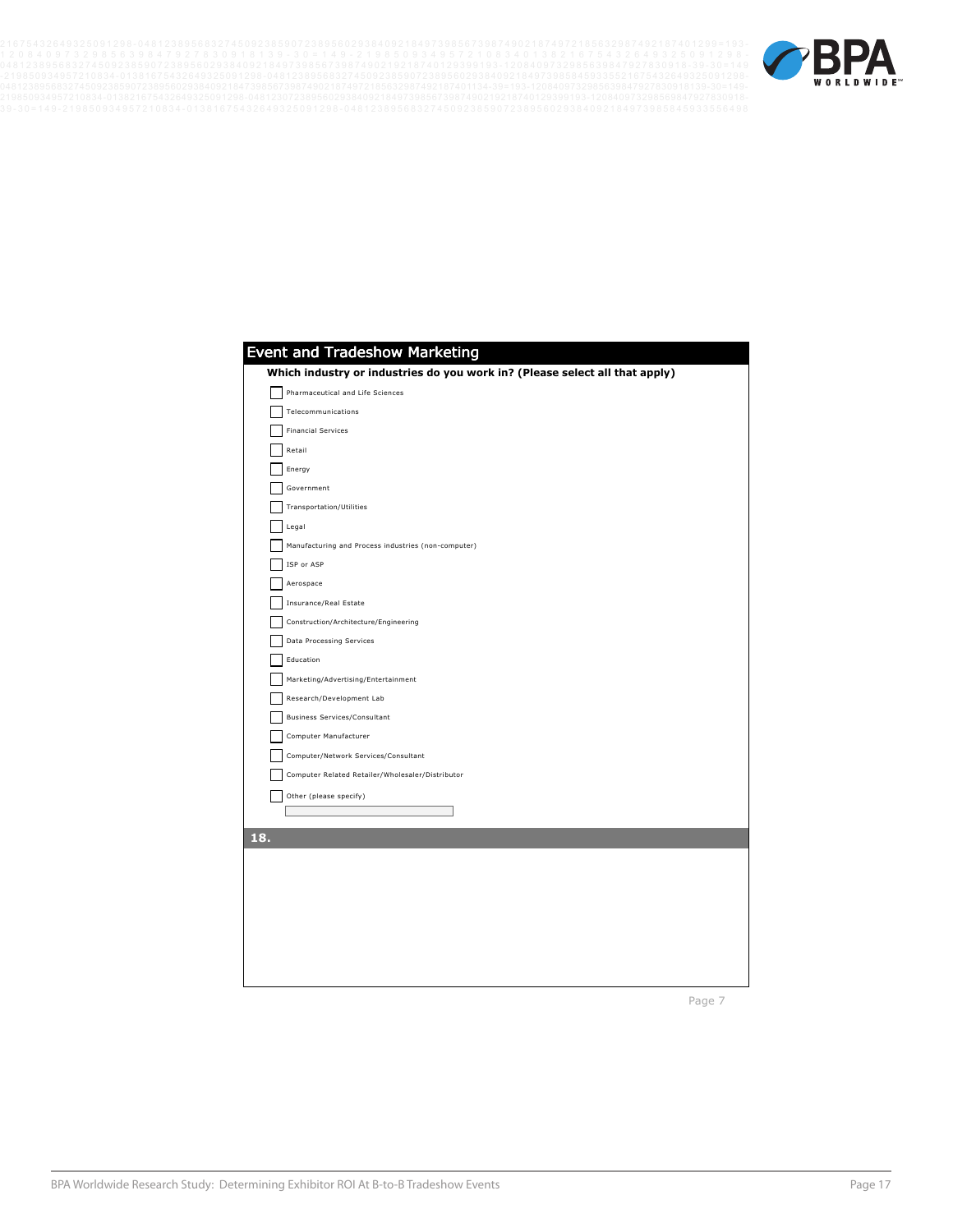## Event and Tradeshow Marketing

**Which industry or industries do you work in? (Please select all that apply)**

- [ ] Pharmaceutical and Life Sciences
- [ ] Telecommunications
- [ ] Financial Services
- [ ] Retail
- [ ] Energy
- [ ] Government
- [ ] Transportation/Utilities
- [ ] Legal
- [ ] Manufacturing and Process industries (non-computer)
- [ ] ISP or ASP
- [ ] Aerospace
- [ ] Insurance/Real Estate
- [ ] Construction/Architecture/Engineering
- [ ] Data Processing Services
- [ ] Education
- [ ] Marketing/Advertising/Entertainment
- [ ] Research/Development Lab
- [ ] Business Services/Consultant
- [ ] Computer Manufacturer
- [ ] Computer/Network Services/Consultant
- [ ] Computer Related Retailer/Wholesaler/Distributor
- [ ] Other (please specify)

**18.**

Page 7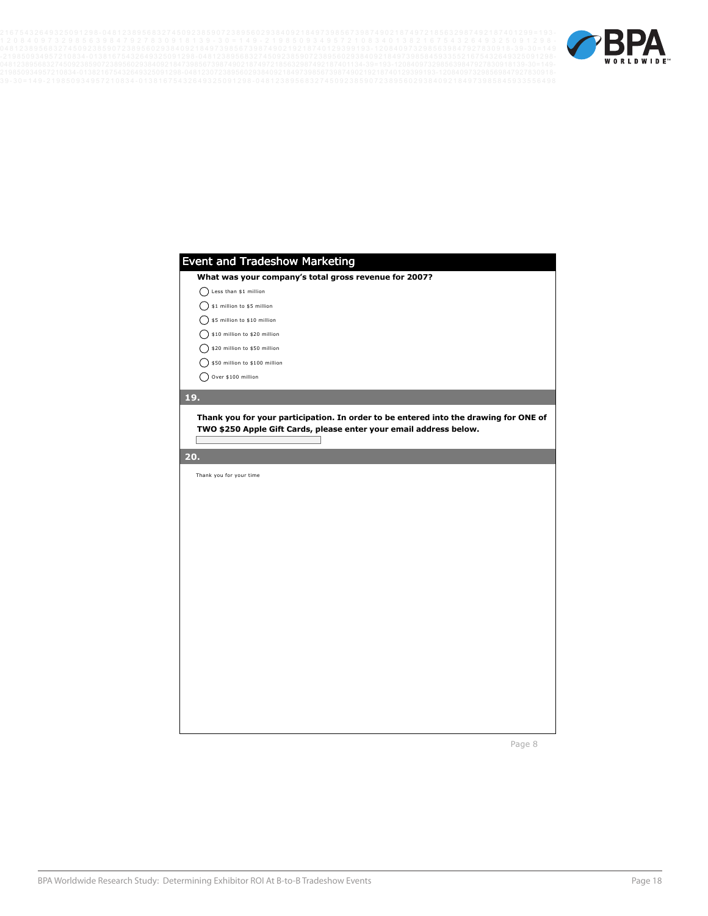## Event and Tradeshow Marketing

**What was your company's total gross revenue for 2007?**

- ◯ Less than $1 million
- ◯ $1 million to $5 million
- ◯ $5 million to $10 million
- ◯ $10 million to $20 million
- ◯ $20 million to $50 million
- ◯ $50 million to $100 million
- ◯ Over $100 million

**19.**

**Thank you for your participation. In order to be entered into the drawing for ONE of TWO $250 Apple Gift Cards, please enter your email address below.**

**20.**

Thank you for your time